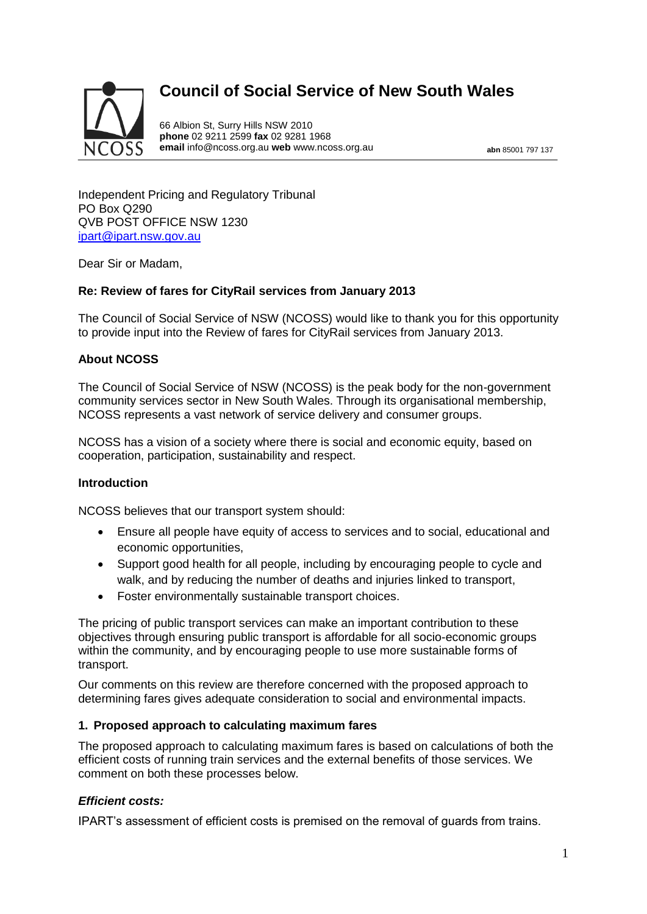# Council of Social Service of New South Wales

66 Albion St, Surry Hills NSW 2010
**phone** 02 9211 2599 **fax** 02 9281 1968
**email** info@ncoss.org.au **web** www.ncoss.org.au **abn** 85001 797 137

Independent Pricing and Regulatory Tribunal
PO Box Q290
QVB POST OFFICE NSW 1230
ipart@ipart.nsw.gov.au

Dear Sir or Madam,

**Re: Review of fares for CityRail services from January 2013**

The Council of Social Service of NSW (NCOSS) would like to thank you for this opportunity to provide input into the Review of fares for CityRail services from January 2013.

**About NCOSS**

The Council of Social Service of NSW (NCOSS) is the peak body for the non-government community services sector in New South Wales. Through its organisational membership, NCOSS represents a vast network of service delivery and consumer groups.

NCOSS has a vision of a society where there is social and economic equity, based on cooperation, participation, sustainability and respect.

**Introduction**

NCOSS believes that our transport system should:

- Ensure all people have equity of access to services and to social, educational and economic opportunities,
- Support good health for all people, including by encouraging people to cycle and walk, and by reducing the number of deaths and injuries linked to transport,
- Foster environmentally sustainable transport choices.

The pricing of public transport services can make an important contribution to these objectives through ensuring public transport is affordable for all socio-economic groups within the community, and by encouraging people to use more sustainable forms of transport.

Our comments on this review are therefore concerned with the proposed approach to determining fares gives adequate consideration to social and environmental impacts.

**1. Proposed approach to calculating maximum fares**

The proposed approach to calculating maximum fares is based on calculations of both the efficient costs of running train services and the external benefits of those services. We comment on both these processes below.

***Efficient costs:***

IPART's assessment of efficient costs is premised on the removal of guards from trains.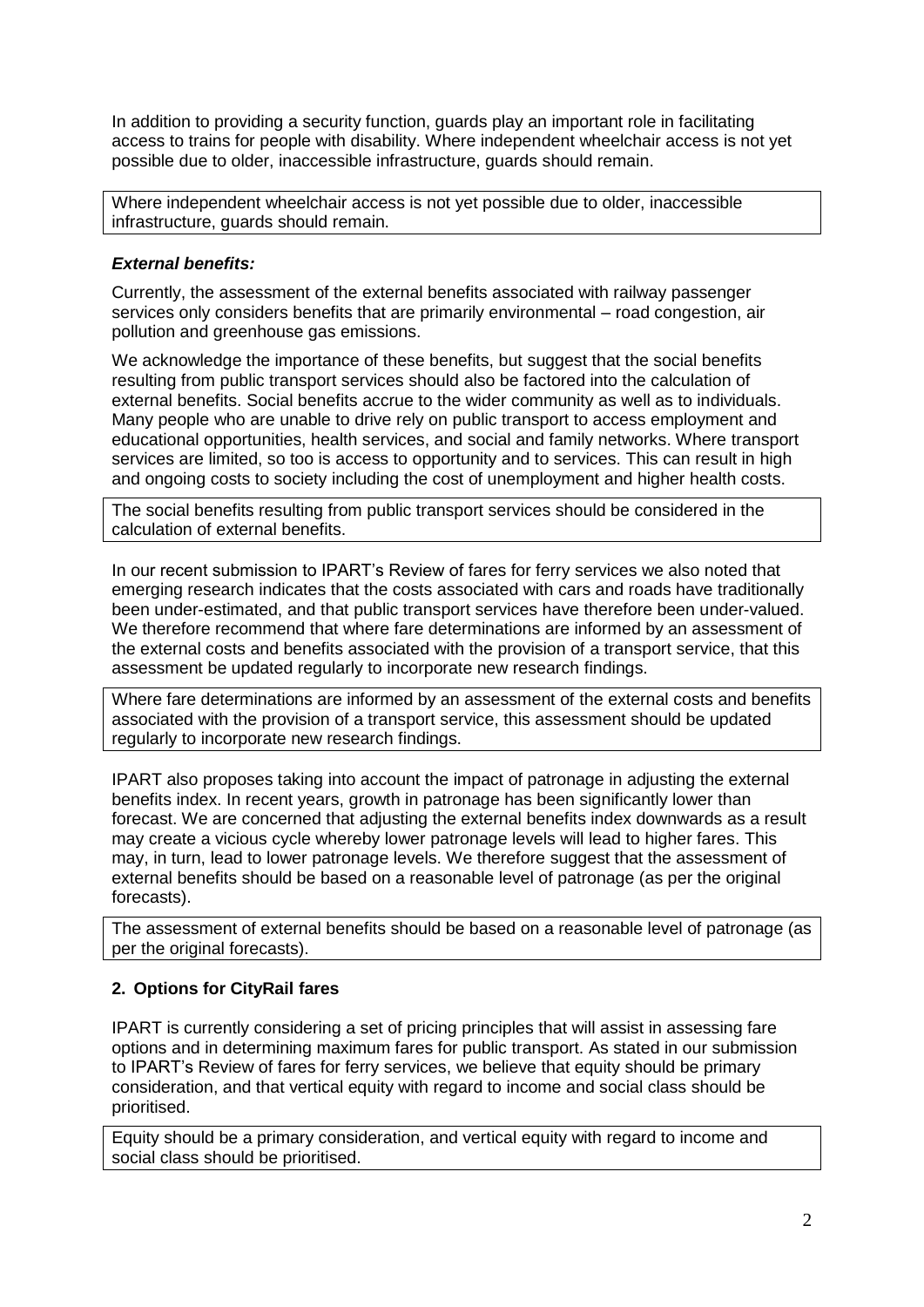In addition to providing a security function, guards play an important role in facilitating access to trains for people with disability. Where independent wheelchair access is not yet possible due to older, inaccessible infrastructure, guards should remain.

> Where independent wheelchair access is not yet possible due to older, inaccessible infrastructure, guards should remain.

### *External benefits:*

Currently, the assessment of the external benefits associated with railway passenger services only considers benefits that are primarily environmental – road congestion, air pollution and greenhouse gas emissions.

We acknowledge the importance of these benefits, but suggest that the social benefits resulting from public transport services should also be factored into the calculation of external benefits. Social benefits accrue to the wider community as well as to individuals. Many people who are unable to drive rely on public transport to access employment and educational opportunities, health services, and social and family networks. Where transport services are limited, so too is access to opportunity and to services. This can result in high and ongoing costs to society including the cost of unemployment and higher health costs.

> The social benefits resulting from public transport services should be considered in the calculation of external benefits.

In our recent submission to IPART's Review of fares for ferry services we also noted that emerging research indicates that the costs associated with cars and roads have traditionally been under-estimated, and that public transport services have therefore been under-valued. We therefore recommend that where fare determinations are informed by an assessment of the external costs and benefits associated with the provision of a transport service, that this assessment be updated regularly to incorporate new research findings.

> Where fare determinations are informed by an assessment of the external costs and benefits associated with the provision of a transport service, this assessment should be updated regularly to incorporate new research findings.

IPART also proposes taking into account the impact of patronage in adjusting the external benefits index. In recent years, growth in patronage has been significantly lower than forecast. We are concerned that adjusting the external benefits index downwards as a result may create a vicious cycle whereby lower patronage levels will lead to higher fares. This may, in turn, lead to lower patronage levels. We therefore suggest that the assessment of external benefits should be based on a reasonable level of patronage (as per the original forecasts).

> The assessment of external benefits should be based on a reasonable level of patronage (as per the original forecasts).

## 2. Options for CityRail fares

IPART is currently considering a set of pricing principles that will assist in assessing fare options and in determining maximum fares for public transport. As stated in our submission to IPART's Review of fares for ferry services, we believe that equity should be primary consideration, and that vertical equity with regard to income and social class should be prioritised.

> Equity should be a primary consideration, and vertical equity with regard to income and social class should be prioritised.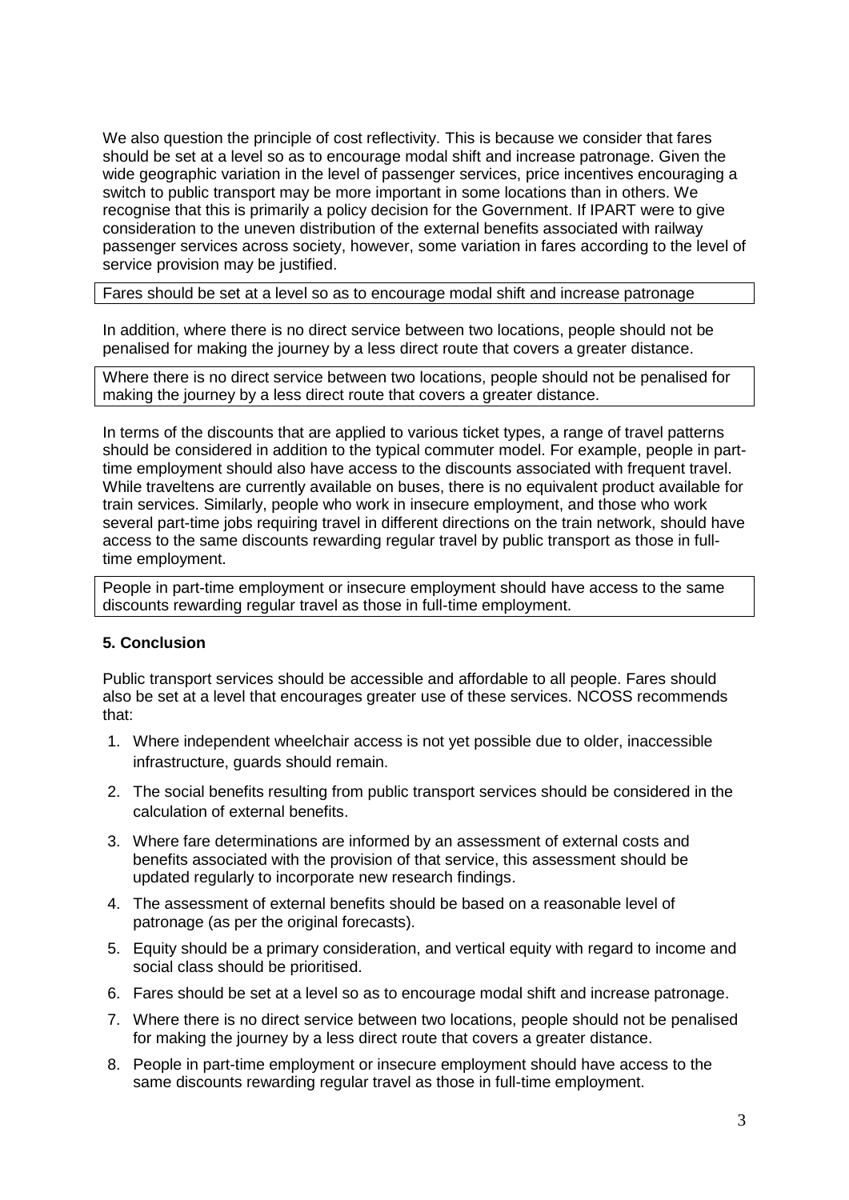We also question the principle of cost reflectivity. This is because we consider that fares should be set at a level so as to encourage modal shift and increase patronage. Given the wide geographic variation in the level of passenger services, price incentives encouraging a switch to public transport may be more important in some locations than in others. We recognise that this is primarily a policy decision for the Government. If IPART were to give consideration to the uneven distribution of the external benefits associated with railway passenger services across society, however, some variation in fares according to the level of service provision may be justified.

> Fares should be set at a level so as to encourage modal shift and increase patronage

In addition, where there is no direct service between two locations, people should not be penalised for making the journey by a less direct route that covers a greater distance.

> Where there is no direct service between two locations, people should not be penalised for making the journey by a less direct route that covers a greater distance.

In terms of the discounts that are applied to various ticket types, a range of travel patterns should be considered in addition to the typical commuter model. For example, people in part-time employment should also have access to the discounts associated with frequent travel. While traveltens are currently available on buses, there is no equivalent product available for train services. Similarly, people who work in insecure employment, and those who work several part-time jobs requiring travel in different directions on the train network, should have access to the same discounts rewarding regular travel by public transport as those in full-time employment.

> People in part-time employment or insecure employment should have access to the same discounts rewarding regular travel as those in full-time employment.

## 5. Conclusion

Public transport services should be accessible and affordable to all people. Fares should also be set at a level that encourages greater use of these services. NCOSS recommends that:

1. Where independent wheelchair access is not yet possible due to older, inaccessible infrastructure, guards should remain.
2. The social benefits resulting from public transport services should be considered in the calculation of external benefits.
3. Where fare determinations are informed by an assessment of external costs and benefits associated with the provision of that service, this assessment should be updated regularly to incorporate new research findings.
4. The assessment of external benefits should be based on a reasonable level of patronage (as per the original forecasts).
5. Equity should be a primary consideration, and vertical equity with regard to income and social class should be prioritised.
6. Fares should be set at a level so as to encourage modal shift and increase patronage.
7. Where there is no direct service between two locations, people should not be penalised for making the journey by a less direct route that covers a greater distance.
8. People in part-time employment or insecure employment should have access to the same discounts rewarding regular travel as those in full-time employment.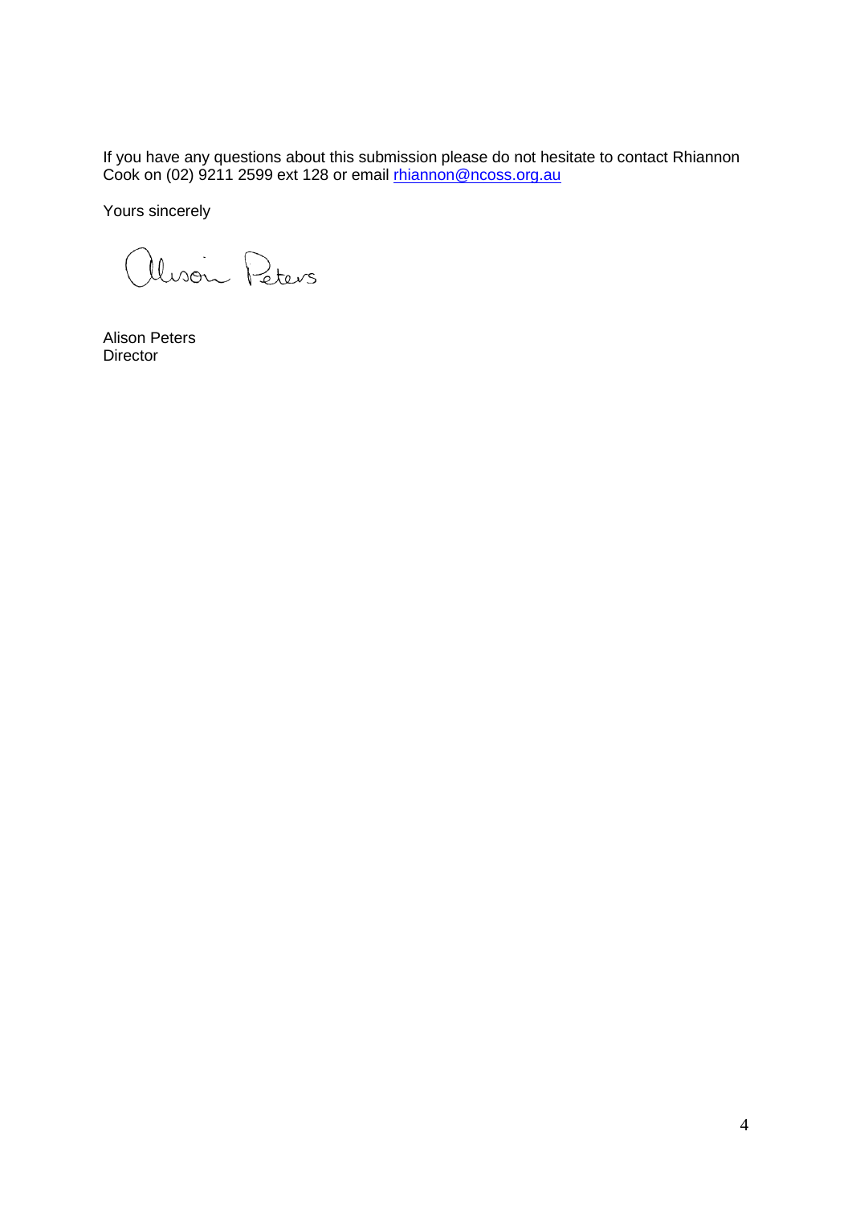If you have any questions about this submission please do not hesitate to contact Rhiannon Cook on (02) 9211 2599 ext 128 or email rhiannon@ncoss.org.au

Yours sincerely

Alison Peters

Alison Peters
Director